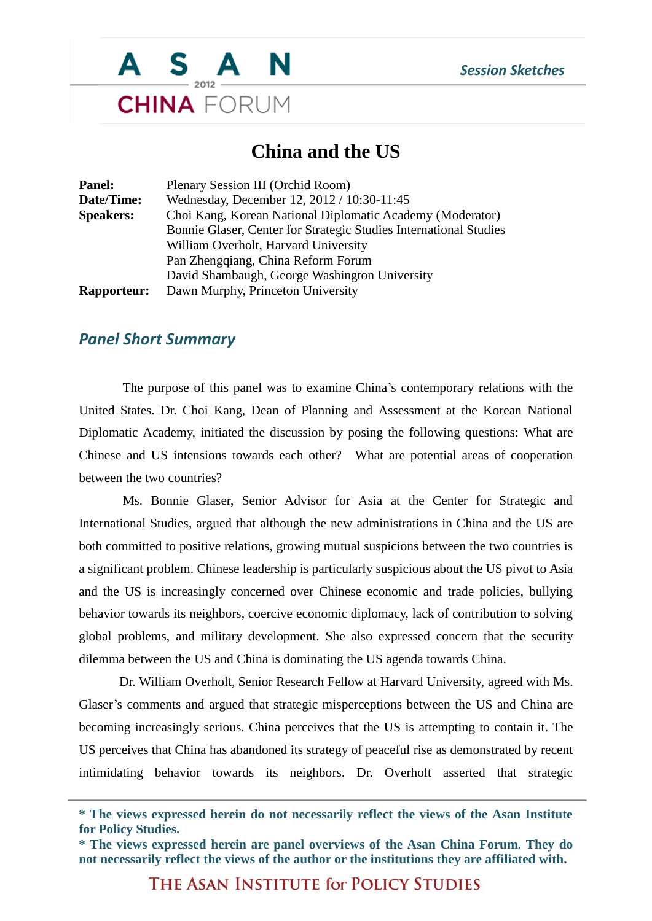# China and the US

**Panel:** Plenary Session III (Orchid Room)
**Date/Time:** Wednesday, December 12, 2012 / 10:30-11:45
**Speakers:** Choi Kang, Korean National Diplomatic Academy (Moderator)
Bonnie Glaser, Center for Strategic Studies International Studies
William Overholt, Harvard University
Pan Zhengqiang, China Reform Forum
David Shambaugh, George Washington University
**Rapporteur:** Dawn Murphy, Princeton University

## *Panel Short Summary*

The purpose of this panel was to examine China's contemporary relations with the United States. Dr. Choi Kang, Dean of Planning and Assessment at the Korean National Diplomatic Academy, initiated the discussion by posing the following questions: What are Chinese and US intensions towards each other? What are potential areas of cooperation between the two countries?

Ms. Bonnie Glaser, Senior Advisor for Asia at the Center for Strategic and International Studies, argued that although the new administrations in China and the US are both committed to positive relations, growing mutual suspicions between the two countries is a significant problem. Chinese leadership is particularly suspicious about the US pivot to Asia and the US is increasingly concerned over Chinese economic and trade policies, bullying behavior towards its neighbors, coercive economic diplomacy, lack of contribution to solving global problems, and military development. She also expressed concern that the security dilemma between the US and China is dominating the US agenda towards China.

Dr. William Overholt, Senior Research Fellow at Harvard University, agreed with Ms. Glaser's comments and argued that strategic misperceptions between the US and China are becoming increasingly serious. China perceives that the US is attempting to contain it. The US perceives that China has abandoned its strategy of peaceful rise as demonstrated by recent intimidating behavior towards its neighbors. Dr. Overholt asserted that strategic

**\* The views expressed herein do not necessarily reflect the views of the Asan Institute for Policy Studies.**
**\* The views expressed herein are panel overviews of the Asan China Forum. They do not necessarily reflect the views of the author or the institutions they are affiliated with.**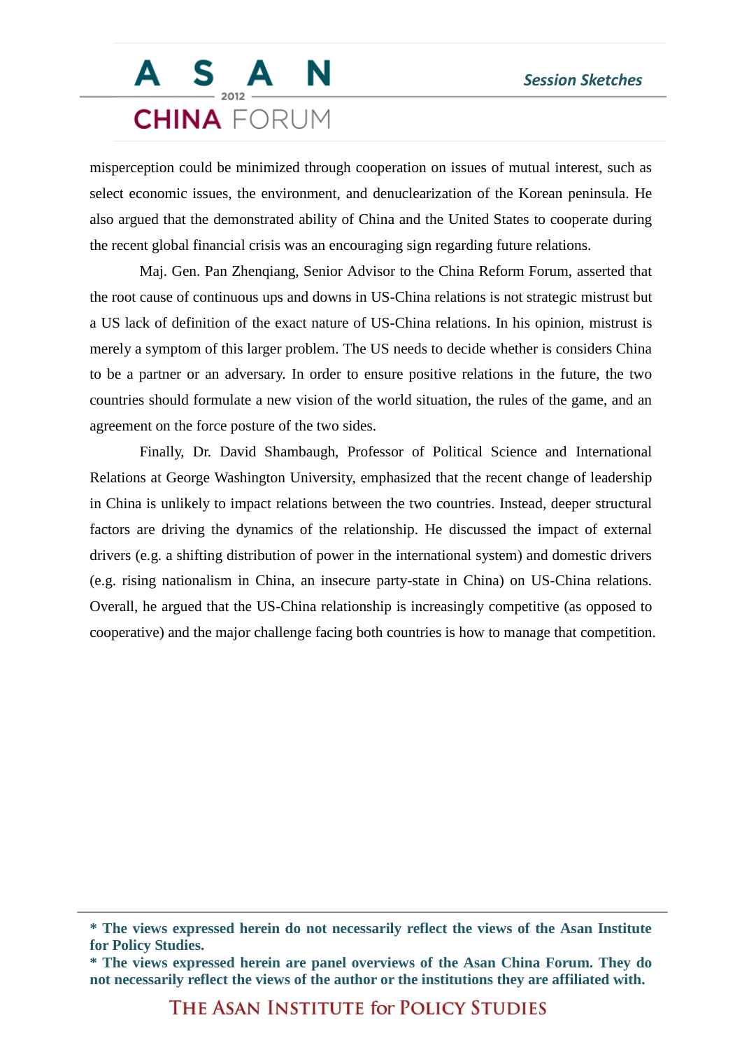misperception could be minimized through cooperation on issues of mutual interest, such as select economic issues, the environment, and denuclearization of the Korean peninsula. He also argued that the demonstrated ability of China and the United States to cooperate during the recent global financial crisis was an encouraging sign regarding future relations.

Maj. Gen. Pan Zhenqiang, Senior Advisor to the China Reform Forum, asserted that the root cause of continuous ups and downs in US-China relations is not strategic mistrust but a US lack of definition of the exact nature of US-China relations. In his opinion, mistrust is merely a symptom of this larger problem. The US needs to decide whether is considers China to be a partner or an adversary. In order to ensure positive relations in the future, the two countries should formulate a new vision of the world situation, the rules of the game, and an agreement on the force posture of the two sides.

Finally, Dr. David Shambaugh, Professor of Political Science and International Relations at George Washington University, emphasized that the recent change of leadership in China is unlikely to impact relations between the two countries. Instead, deeper structural factors are driving the dynamics of the relationship. He discussed the impact of external drivers (e.g. a shifting distribution of power in the international system) and domestic drivers (e.g. rising nationalism in China, an insecure party-state in China) on US-China relations. Overall, he argued that the US-China relationship is increasingly competitive (as opposed to cooperative) and the major challenge facing both countries is how to manage that competition.

**\* The views expressed herein do not necessarily reflect the views of the Asan Institute for Policy Studies.**

**\* The views expressed herein are panel overviews of the Asan China Forum. They do not necessarily reflect the views of the author or the institutions they are affiliated with.**